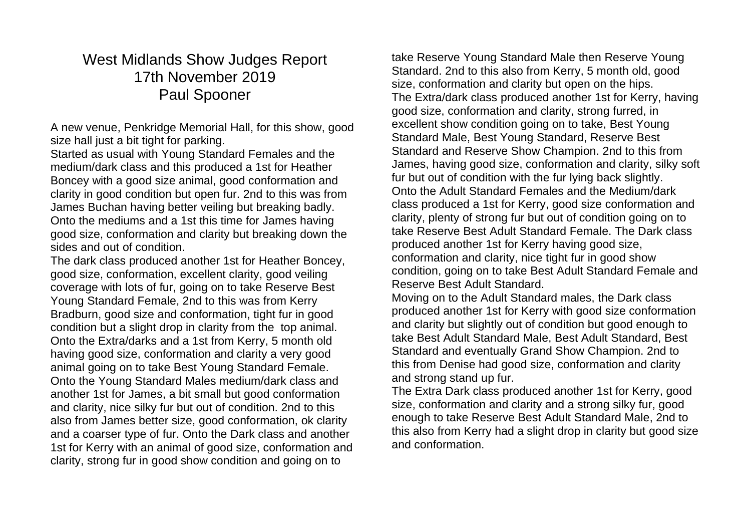# West Midlands Show Judges Report
## 17th November 2019
## Paul Spooner

A new venue, Penkridge Memorial Hall, for this show, good size hall just a bit tight for parking.

Started as usual with Young Standard Females and the medium/dark class and this produced a 1st for Heather Boncey with a good size animal, good conformation and clarity in good condition but open fur. 2nd to this was from James Buchan having better veiling but breaking badly. Onto the mediums and a 1st this time for James having good size, conformation and clarity but breaking down the sides and out of condition.

The dark class produced another 1st for Heather Boncey, good size, conformation, excellent clarity, good veiling coverage with lots of fur, going on to take Reserve Best Young Standard Female, 2nd to this was from Kerry Bradburn, good size and conformation, tight fur in good condition but a slight drop in clarity from the  top animal. Onto the Extra/darks and a 1st from Kerry, 5 month old having good size, conformation and clarity a very good animal going on to take Best Young Standard Female. Onto the Young Standard Males medium/dark class and another 1st for James, a bit small but good conformation and clarity, nice silky fur but out of condition. 2nd to this also from James better size, good conformation, ok clarity and a coarser type of fur. Onto the Dark class and another 1st for Kerry with an animal of good size, conformation and clarity, strong fur in good show condition and going on to take Reserve Young Standard Male then Reserve Young Standard. 2nd to this also from Kerry, 5 month old, good size, conformation and clarity but open on the hips.

The Extra/dark class produced another 1st for Kerry, having good size, conformation and clarity, strong furred, in excellent show condition going on to take, Best Young Standard Male, Best Young Standard, Reserve Best Standard and Reserve Show Champion. 2nd to this from James, having good size, conformation and clarity, silky soft fur but out of condition with the fur lying back slightly.

Onto the Adult Standard Females and the Medium/dark class produced a 1st for Kerry, good size conformation and clarity, plenty of strong fur but out of condition going on to take Reserve Best Adult Standard Female. The Dark class produced another 1st for Kerry having good size, conformation and clarity, nice tight fur in good show condition, going on to take Best Adult Standard Female and Reserve Best Adult Standard.

Moving on to the Adult Standard males, the Dark class produced another 1st for Kerry with good size conformation and clarity but slightly out of condition but good enough to take Best Adult Standard Male, Best Adult Standard, Best Standard and eventually Grand Show Champion. 2nd to this from Denise had good size, conformation and clarity and strong stand up fur.

The Extra Dark class produced another 1st for Kerry, good size, conformation and clarity and a strong silky fur, good enough to take Reserve Best Adult Standard Male, 2nd to this also from Kerry had a slight drop in clarity but good size and conformation.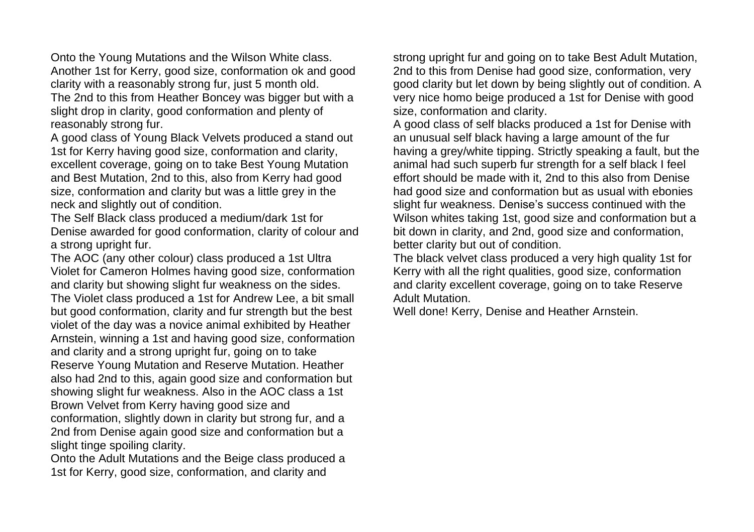Onto the Young Mutations and the Wilson White class. Another 1st for Kerry, good size, conformation ok and good clarity with a reasonably strong fur, just 5 month old. The 2nd to this from Heather Boncey was bigger but with a slight drop in clarity, good conformation and plenty of reasonably strong fur.

A good class of Young Black Velvets produced a stand out 1st for Kerry having good size, conformation and clarity, excellent coverage, going on to take Best Young Mutation and Best Mutation, 2nd to this, also from Kerry had good size, conformation and clarity but was a little grey in the neck and slightly out of condition.

The Self Black class produced a medium/dark 1st for Denise awarded for good conformation, clarity of colour and a strong upright fur.

The AOC (any other colour) class produced a 1st Ultra Violet for Cameron Holmes having good size, conformation and clarity but showing slight fur weakness on the sides.

The Violet class produced a 1st for Andrew Lee, a bit small but good conformation, clarity and fur strength but the best violet of the day was a novice animal exhibited by Heather Arnstein, winning a 1st and having good size, conformation and clarity and a strong upright fur, going on to take Reserve Young Mutation and Reserve Mutation. Heather also had 2nd to this, again good size and conformation but showing slight fur weakness. Also in the AOC class a 1st Brown Velvet from Kerry having good size and conformation, slightly down in clarity but strong fur, and a 2nd from Denise again good size and conformation but a slight tinge spoiling clarity.

Onto the Adult Mutations and the Beige class produced a 1st for Kerry, good size, conformation, and clarity and strong upright fur and going on to take Best Adult Mutation, 2nd to this from Denise had good size, conformation, very good clarity but let down by being slightly out of condition. A very nice homo beige produced a 1st for Denise with good size, conformation and clarity.

A good class of self blacks produced a 1st for Denise with an unusual self black having a large amount of the fur having a grey/white tipping. Strictly speaking a fault, but the animal had such superb fur strength for a self black I feel effort should be made with it, 2nd to this also from Denise had good size and conformation but as usual with ebonies slight fur weakness. Denise's success continued with the Wilson whites taking 1st, good size and conformation but a bit down in clarity, and 2nd, good size and conformation, better clarity but out of condition.

The black velvet class produced a very high quality 1st for Kerry with all the right qualities, good size, conformation and clarity excellent coverage, going on to take Reserve Adult Mutation.

Well done! Kerry, Denise and Heather Arnstein.